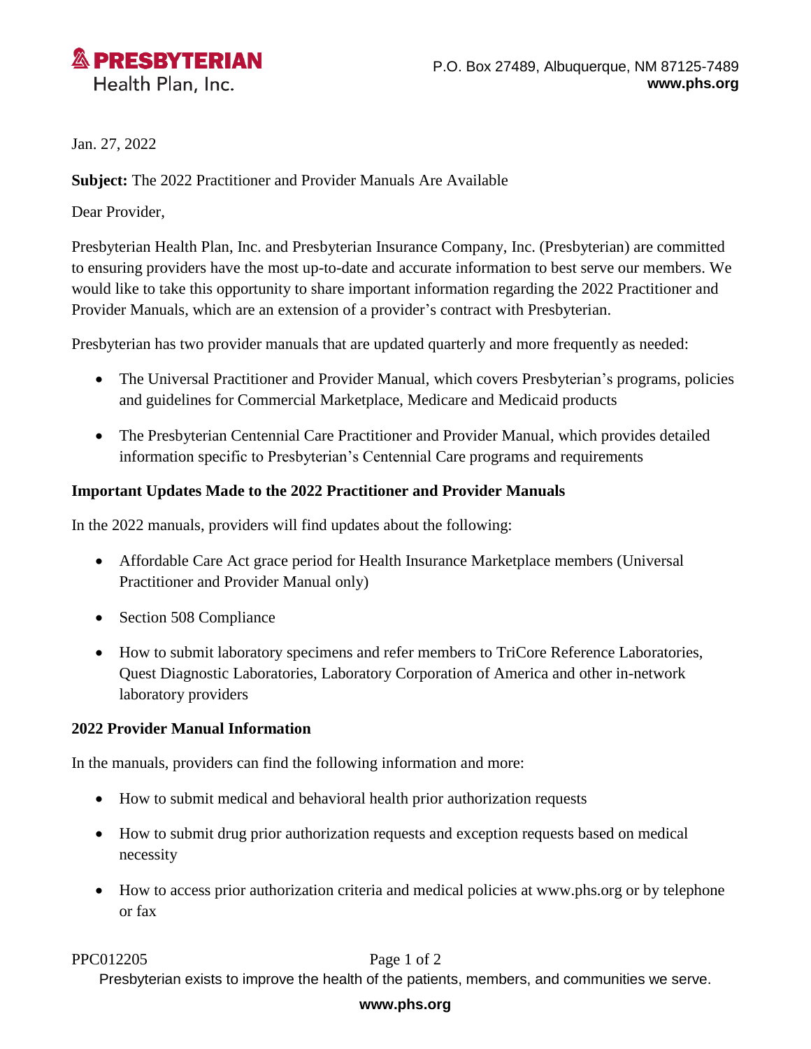**PRESBYTERIAN**
Health Plan, Inc.

P.O. Box 27489, Albuquerque, NM 87125-7489
**www.phs.org**

Jan. 27, 2022

**Subject:** The 2022 Practitioner and Provider Manuals Are Available

Dear Provider,

Presbyterian Health Plan, Inc. and Presbyterian Insurance Company, Inc. (Presbyterian) are committed to ensuring providers have the most up-to-date and accurate information to best serve our members. We would like to take this opportunity to share important information regarding the 2022 Practitioner and Provider Manuals, which are an extension of a provider's contract with Presbyterian.

Presbyterian has two provider manuals that are updated quarterly and more frequently as needed:

- The Universal Practitioner and Provider Manual, which covers Presbyterian's programs, policies and guidelines for Commercial Marketplace, Medicare and Medicaid products
- The Presbyterian Centennial Care Practitioner and Provider Manual, which provides detailed information specific to Presbyterian's Centennial Care programs and requirements

**Important Updates Made to the 2022 Practitioner and Provider Manuals**

In the 2022 manuals, providers will find updates about the following:

- Affordable Care Act grace period for Health Insurance Marketplace members (Universal Practitioner and Provider Manual only)
- Section 508 Compliance
- How to submit laboratory specimens and refer members to TriCore Reference Laboratories, Quest Diagnostic Laboratories, Laboratory Corporation of America and other in-network laboratory providers

**2022 Provider Manual Information**

In the manuals, providers can find the following information and more:

- How to submit medical and behavioral health prior authorization requests
- How to submit drug prior authorization requests and exception requests based on medical necessity
- How to access prior authorization criteria and medical policies at www.phs.org or by telephone or fax

PPC012205

Presbyterian exists to improve the health of the patients, members, and communities we serve.

**www.phs.org**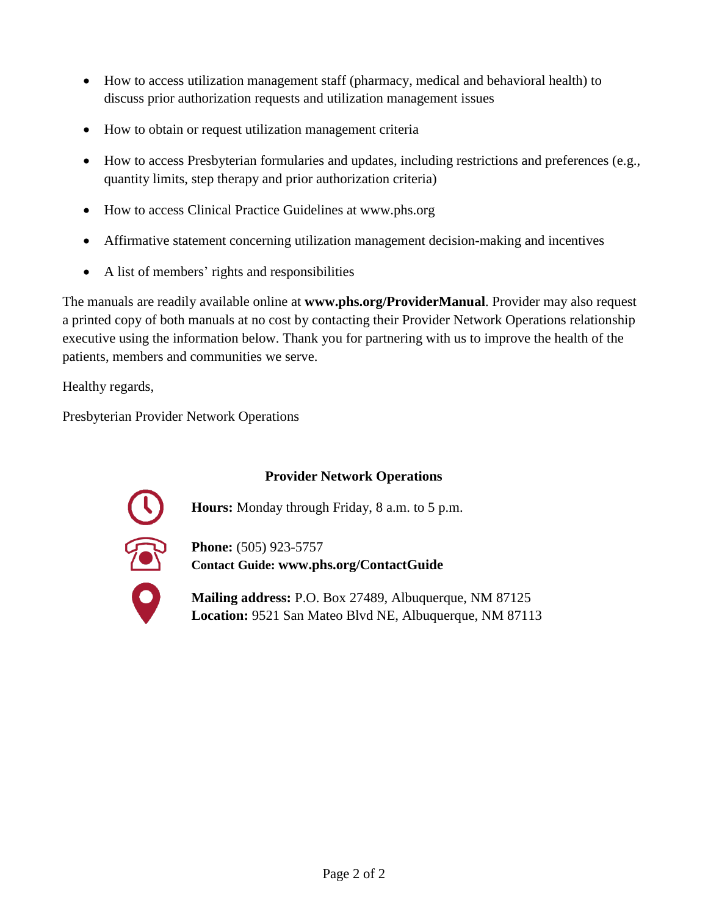- How to access utilization management staff (pharmacy, medical and behavioral health) to discuss prior authorization requests and utilization management issues
- How to obtain or request utilization management criteria
- How to access Presbyterian formularies and updates, including restrictions and preferences (e.g., quantity limits, step therapy and prior authorization criteria)
- How to access Clinical Practice Guidelines at www.phs.org
- Affirmative statement concerning utilization management decision-making and incentives
- A list of members' rights and responsibilities

The manuals are readily available online at **www.phs.org/ProviderManual**. Provider may also request a printed copy of both manuals at no cost by contacting their Provider Network Operations relationship executive using the information below. Thank you for partnering with us to improve the health of the patients, members and communities we serve.

Healthy regards,

Presbyterian Provider Network Operations

**Provider Network Operations**

**Hours:** Monday through Friday, 8 a.m. to 5 p.m.

**Phone:** (505) 923-5757
**Contact Guide: www.phs.org/ContactGuide**

**Mailing address:** P.O. Box 27489, Albuquerque, NM 87125
**Location:** 9521 San Mateo Blvd NE, Albuquerque, NM 87113